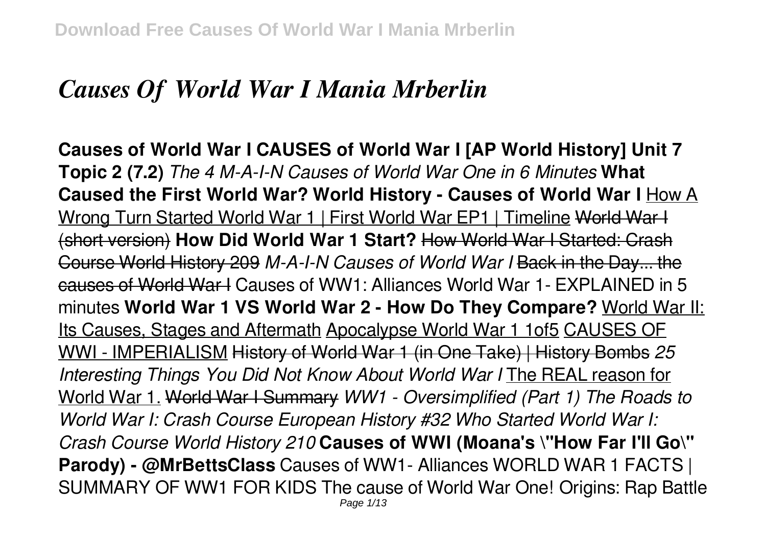# *Causes Of World War I Mania Mrberlin*

**Causes of World War I CAUSES of World War I [AP World History] Unit 7 Topic 2 (7.2)** *The 4 M-A-I-N Causes of World War One in 6 Minutes* **What Caused the First World War? World History - Causes of World War I** How A Wrong Turn Started World War 1 | First World War EP1 | Timeline ~~World War I (short version)~~ **How Did World War 1 Start?** ~~How World War I Started: Crash Course World History 209~~ *M-A-I-N Causes of World War I* ~~Back in the Day... the causes of World War I~~ Causes of WW1: Alliances World War 1- EXPLAINED in 5 minutes **World War 1 VS World War 2 - How Do They Compare?** World War II: Its Causes, Stages and Aftermath Apocalypse World War 1 1of5 CAUSES OF WWI - IMPERIALISM ~~History of World War 1 (in One Take) | History Bombs~~ *25 Interesting Things You Did Not Know About World War I* The REAL reason for World War 1. ~~World War I Summary~~ *WW1 - Oversimplified (Part 1) The Roads to World War I: Crash Course European History #32 Who Started World War I: Crash Course World History 210* **Causes of WWI (Moana's \"How Far I'll Go\" Parody) - @MrBettsClass** Causes of WW1- Alliances WORLD WAR 1 FACTS | SUMMARY OF WW1 FOR KIDS The cause of World War One! Origins: Rap Battle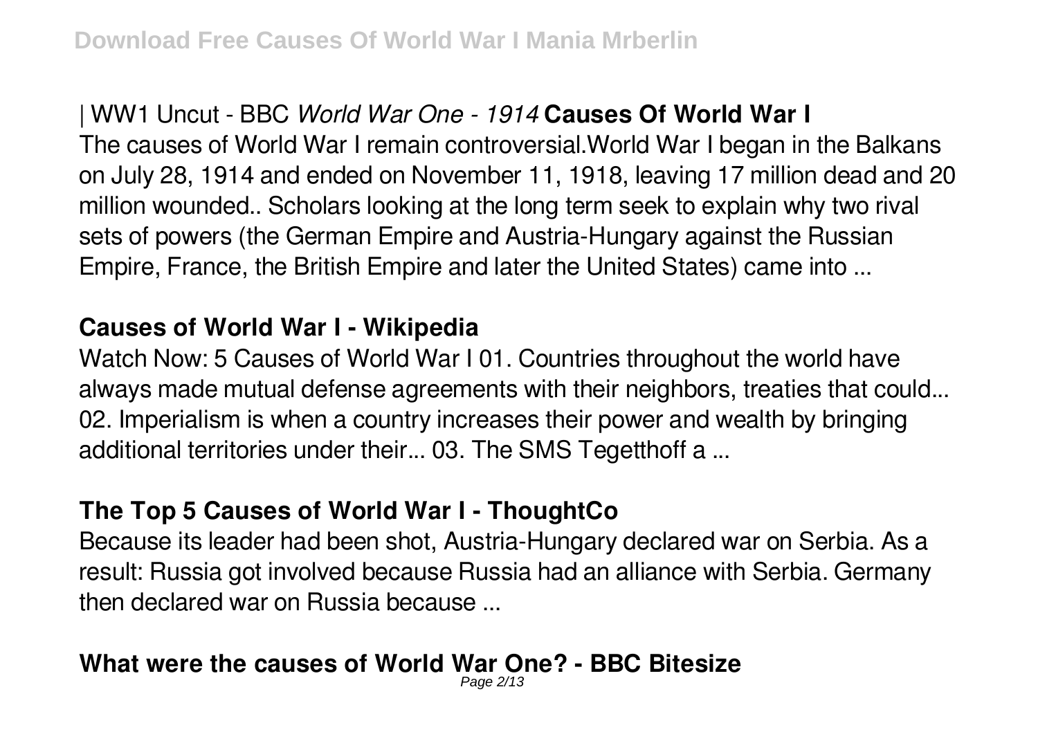| WW1 Uncut - BBC *World War One - 1914* **Causes Of World War I**
The causes of World War I remain controversial.World War I began in the Balkans on July 28, 1914 and ended on November 11, 1918, leaving 17 million dead and 20 million wounded.. Scholars looking at the long term seek to explain why two rival sets of powers (the German Empire and Austria-Hungary against the Russian Empire, France, the British Empire and later the United States) came into ...

**Causes of World War I - Wikipedia**

Watch Now: 5 Causes of World War I 01. Countries throughout the world have always made mutual defense agreements with their neighbors, treaties that could... 02. Imperialism is when a country increases their power and wealth by bringing additional territories under their... 03. The SMS Tegetthoff a ...

**The Top 5 Causes of World War I - ThoughtCo**

Because its leader had been shot, Austria-Hungary declared war on Serbia. As a result: Russia got involved because Russia had an alliance with Serbia. Germany then declared war on Russia because ...

**What were the causes of World War One? - BBC Bitesize**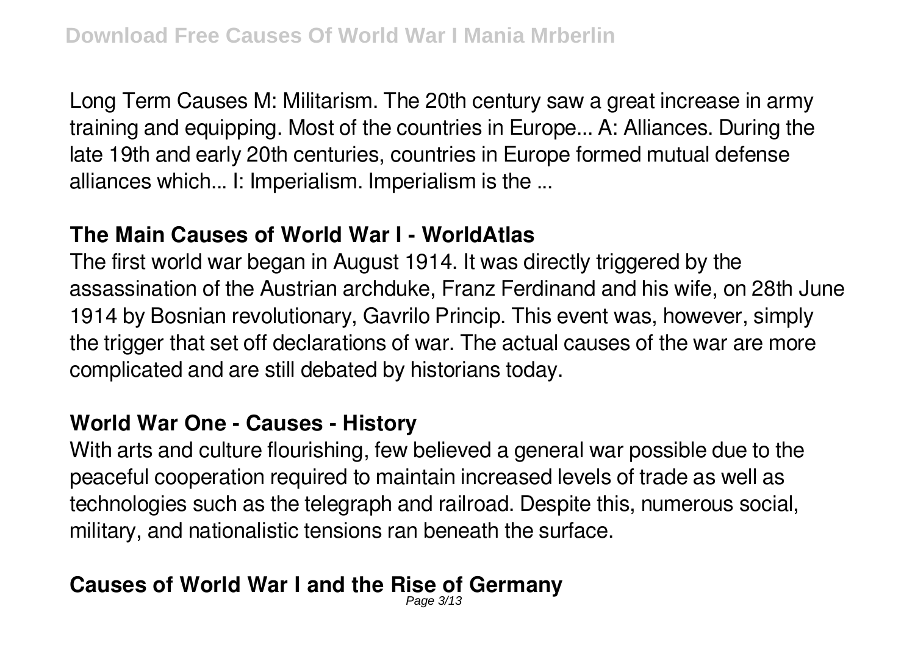Long Term Causes M: Militarism. The 20th century saw a great increase in army training and equipping. Most of the countries in Europe... A: Alliances. During the late 19th and early 20th centuries, countries in Europe formed mutual defense alliances which... I: Imperialism. Imperialism is the ...

## The Main Causes of World War I - WorldAtlas

The first world war began in August 1914. It was directly triggered by the assassination of the Austrian archduke, Franz Ferdinand and his wife, on 28th June 1914 by Bosnian revolutionary, Gavrilo Princip. This event was, however, simply the trigger that set off declarations of war. The actual causes of the war are more complicated and are still debated by historians today.

## World War One - Causes - History

With arts and culture flourishing, few believed a general war possible due to the peaceful cooperation required to maintain increased levels of trade as well as technologies such as the telegraph and railroad. Despite this, numerous social, military, and nationalistic tensions ran beneath the surface.

## Causes of World War I and the Rise of Germany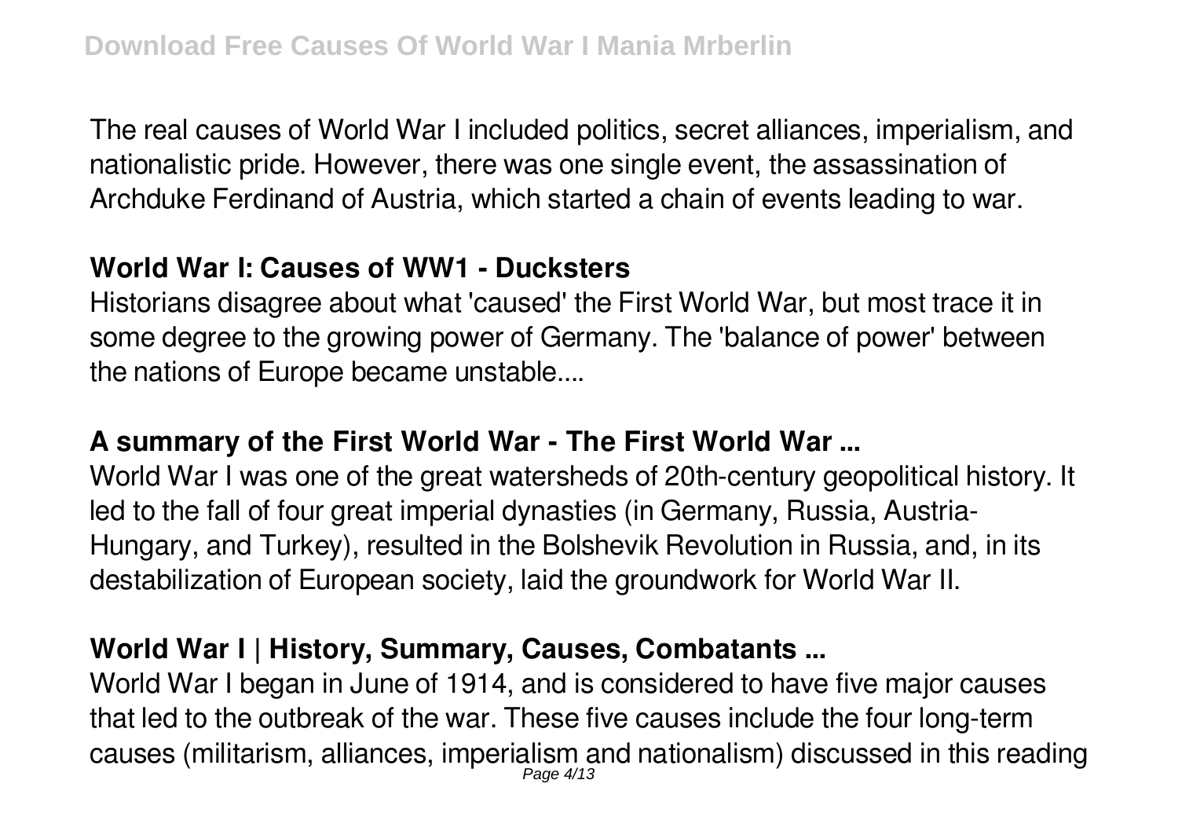The real causes of World War I included politics, secret alliances, imperialism, and nationalistic pride. However, there was one single event, the assassination of Archduke Ferdinand of Austria, which started a chain of events leading to war.

### World War I: Causes of WW1 - Ducksters

Historians disagree about what 'caused' the First World War, but most trace it in some degree to the growing power of Germany. The 'balance of power' between the nations of Europe became unstable....

### A summary of the First World War - The First World War ...

World War I was one of the great watersheds of 20th-century geopolitical history. It led to the fall of four great imperial dynasties (in Germany, Russia, Austria-Hungary, and Turkey), resulted in the Bolshevik Revolution in Russia, and, in its destabilization of European society, laid the groundwork for World War II.

### World War I | History, Summary, Causes, Combatants ...

World War I began in June of 1914, and is considered to have five major causes that led to the outbreak of the war. These five causes include the four long-term causes (militarism, alliances, imperialism and nationalism) discussed in this reading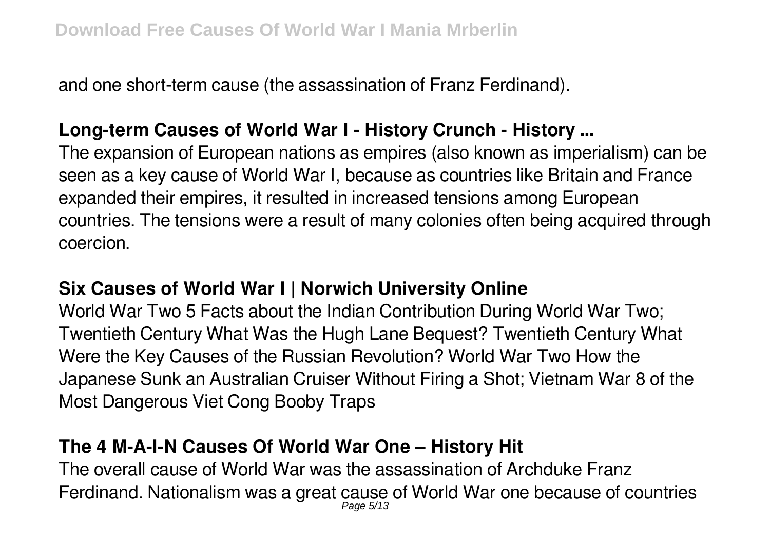and one short-term cause (the assassination of Franz Ferdinand).

### Long-term Causes of World War I - History Crunch - History ...

The expansion of European nations as empires (also known as imperialism) can be seen as a key cause of World War I, because as countries like Britain and France expanded their empires, it resulted in increased tensions among European countries. The tensions were a result of many colonies often being acquired through coercion.

### Six Causes of World War I | Norwich University Online

World War Two 5 Facts about the Indian Contribution During World War Two; Twentieth Century What Was the Hugh Lane Bequest? Twentieth Century What Were the Key Causes of the Russian Revolution? World War Two How the Japanese Sunk an Australian Cruiser Without Firing a Shot; Vietnam War 8 of the Most Dangerous Viet Cong Booby Traps

### The 4 M-A-I-N Causes Of World War One – History Hit

The overall cause of World War was the assassination of Archduke Franz Ferdinand. Nationalism was a great cause of World War one because of countries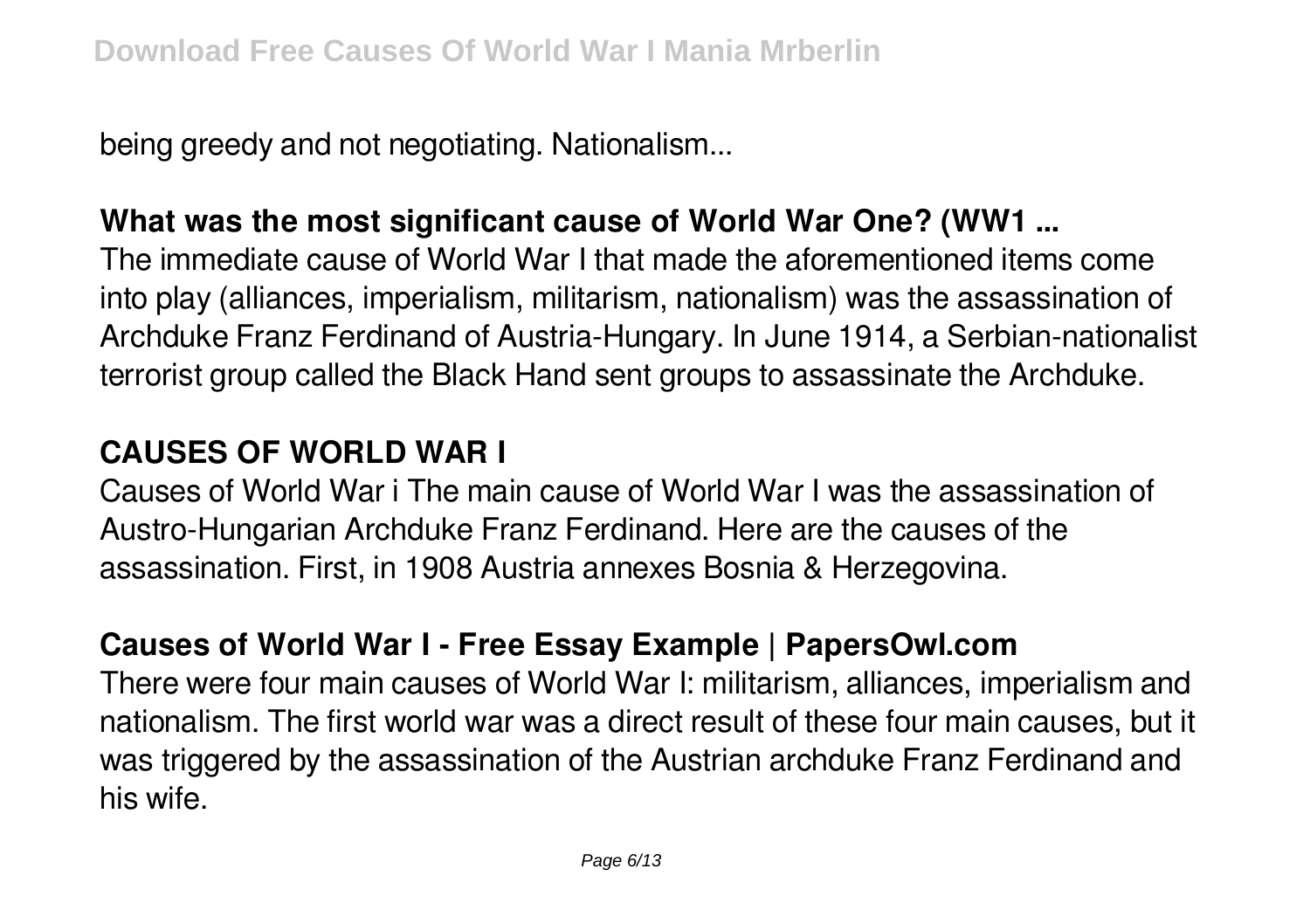being greedy and not negotiating. Nationalism...

## What was the most significant cause of World War One? (WW1 ...

The immediate cause of World War I that made the aforementioned items come into play (alliances, imperialism, militarism, nationalism) was the assassination of Archduke Franz Ferdinand of Austria-Hungary. In June 1914, a Serbian-nationalist terrorist group called the Black Hand sent groups to assassinate the Archduke.

## CAUSES OF WORLD WAR I

Causes of World War i The main cause of World War I was the assassination of Austro-Hungarian Archduke Franz Ferdinand. Here are the causes of the assassination. First, in 1908 Austria annexes Bosnia & Herzegovina.

## Causes of World War I - Free Essay Example | PapersOwl.com

There were four main causes of World War I: militarism, alliances, imperialism and nationalism. The first world war was a direct result of these four main causes, but it was triggered by the assassination of the Austrian archduke Franz Ferdinand and his wife.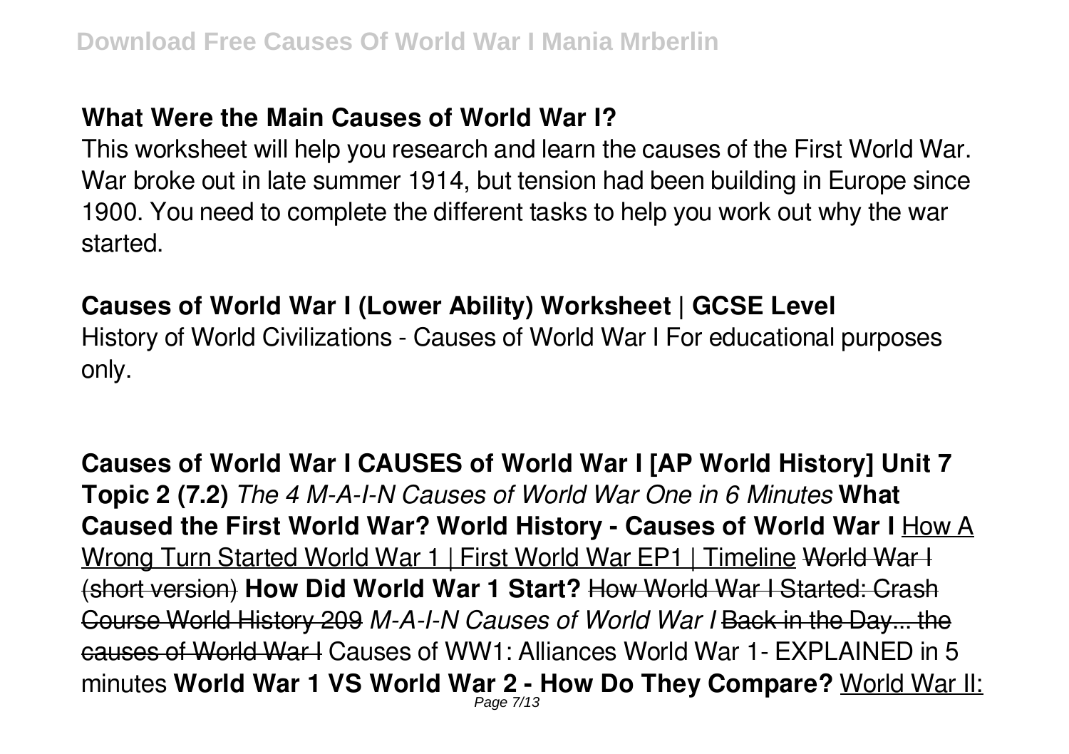**What Were the Main Causes of World War I?**

This worksheet will help you research and learn the causes of the First World War. War broke out in late summer 1914, but tension had been building in Europe since 1900. You need to complete the different tasks to help you work out why the war started.

**Causes of World War I (Lower Ability) Worksheet | GCSE Level**

History of World Civilizations - Causes of World War I For educational purposes only.

**Causes of World War I CAUSES of World War I [AP World History] Unit 7 Topic 2 (7.2)** *The 4 M-A-I-N Causes of World War One in 6 Minutes* **What Caused the First World War? World History - Causes of World War I** How A Wrong Turn Started World War 1 | First World War EP1 | Timeline ~~World War I (short version)~~ **How Did World War 1 Start?** ~~How World War I Started: Crash Course World History 209~~ *M-A-I-N Causes of World War I* ~~Back in the Day... the causes of World War I~~ Causes of WW1: Alliances World War 1- EXPLAINED in 5 minutes **World War 1 VS World War 2 - How Do They Compare?** World War II: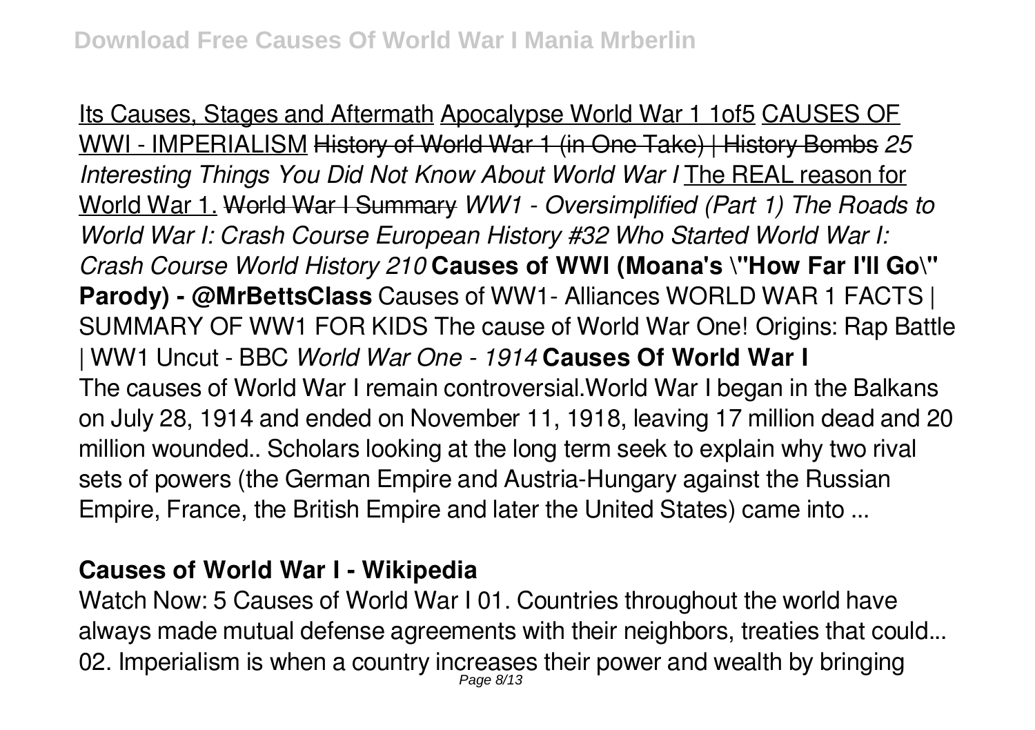Its Causes, Stages and Aftermath Apocalypse World War 1 1of5 CAUSES OF WWI - IMPERIALISM ~~History of World War 1 (in One Take) | History Bombs~~ *25 Interesting Things You Did Not Know About World War I* The REAL reason for World War 1. ~~World War I Summary~~ *WW1 - Oversimplified (Part 1) The Roads to World War I: Crash Course European History #32 Who Started World War I: Crash Course World History 210* **Causes of WWI (Moana's \"How Far I'll Go\" Parody) - @MrBettsClass** Causes of WW1- Alliances WORLD WAR 1 FACTS | SUMMARY OF WW1 FOR KIDS The cause of World War One! Origins: Rap Battle | WW1 Uncut - BBC *World War One - 1914* **Causes Of World War I**

The causes of World War I remain controversial.World War I began in the Balkans on July 28, 1914 and ended on November 11, 1918, leaving 17 million dead and 20 million wounded.. Scholars looking at the long term seek to explain why two rival sets of powers (the German Empire and Austria-Hungary against the Russian Empire, France, the British Empire and later the United States) came into ...

**Causes of World War I - Wikipedia**

Watch Now: 5 Causes of World War I 01. Countries throughout the world have always made mutual defense agreements with their neighbors, treaties that could... 02. Imperialism is when a country increases their power and wealth by bringing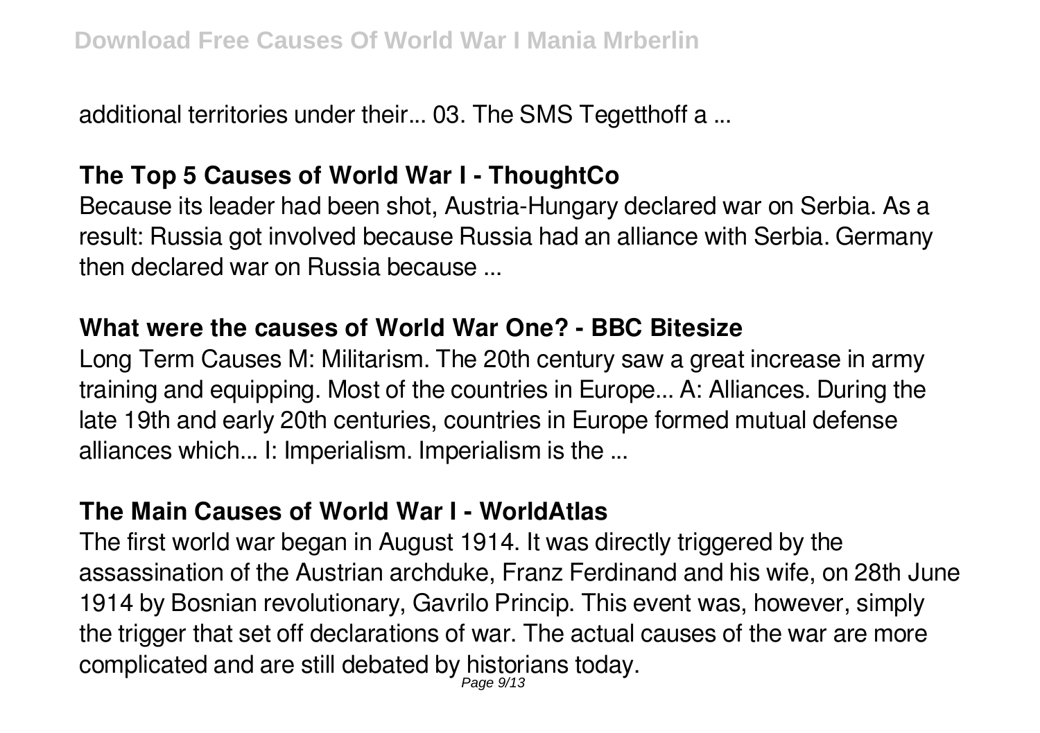additional territories under their... 03. The SMS Tegetthoff a ...

## The Top 5 Causes of World War I - ThoughtCo

Because its leader had been shot, Austria-Hungary declared war on Serbia. As a result: Russia got involved because Russia had an alliance with Serbia. Germany then declared war on Russia because ...

## What were the causes of World War One? - BBC Bitesize

Long Term Causes M: Militarism. The 20th century saw a great increase in army training and equipping. Most of the countries in Europe... A: Alliances. During the late 19th and early 20th centuries, countries in Europe formed mutual defense alliances which... I: Imperialism. Imperialism is the ...

## The Main Causes of World War I - WorldAtlas

The first world war began in August 1914. It was directly triggered by the assassination of the Austrian archduke, Franz Ferdinand and his wife, on 28th June 1914 by Bosnian revolutionary, Gavrilo Princip. This event was, however, simply the trigger that set off declarations of war. The actual causes of the war are more complicated and are still debated by historians today.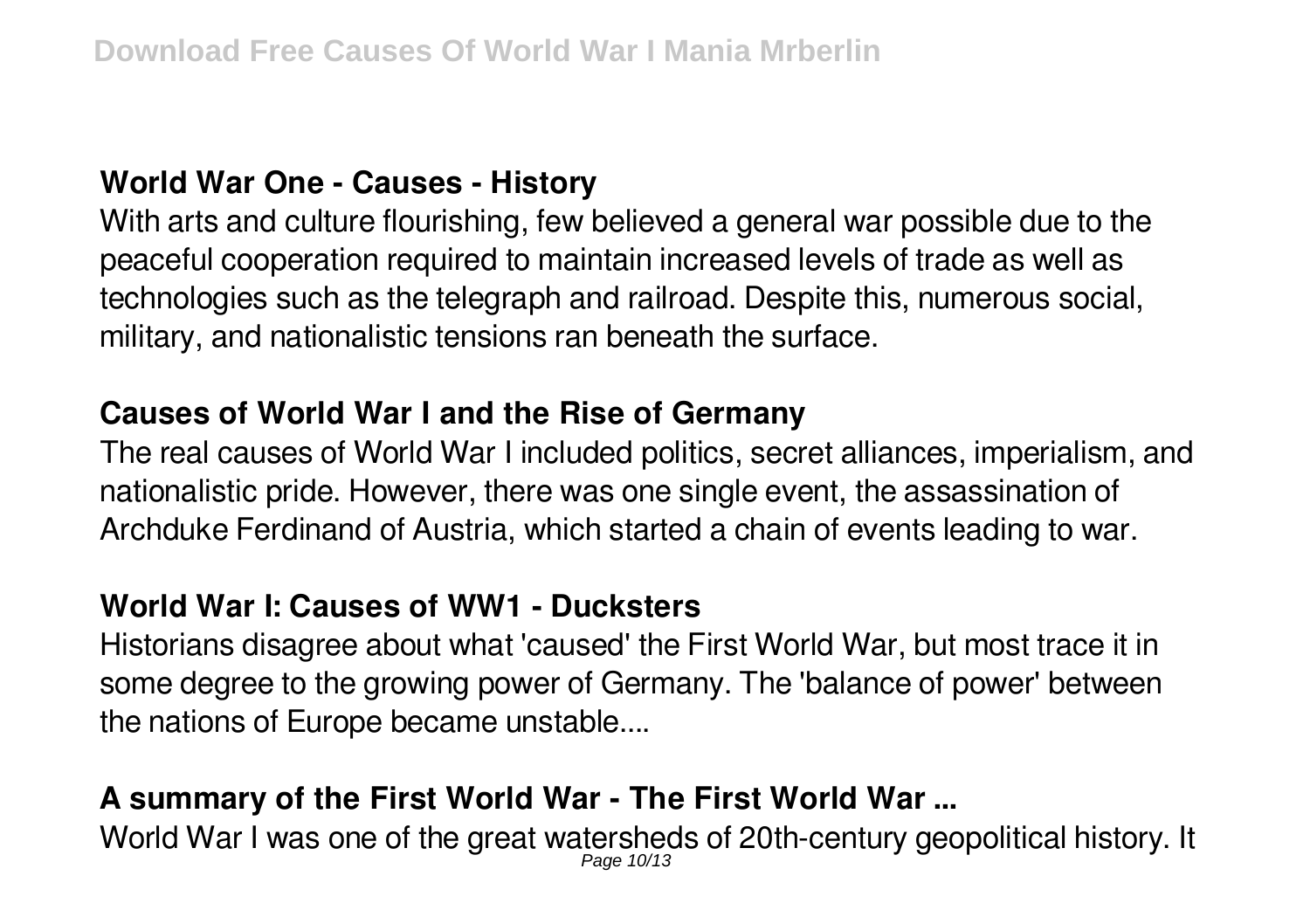### World War One - Causes - History

With arts and culture flourishing, few believed a general war possible due to the peaceful cooperation required to maintain increased levels of trade as well as technologies such as the telegraph and railroad. Despite this, numerous social, military, and nationalistic tensions ran beneath the surface.

### Causes of World War I and the Rise of Germany

The real causes of World War I included politics, secret alliances, imperialism, and nationalistic pride. However, there was one single event, the assassination of Archduke Ferdinand of Austria, which started a chain of events leading to war.

### World War I: Causes of WW1 - Ducksters

Historians disagree about what 'caused' the First World War, but most trace it in some degree to the growing power of Germany. The 'balance of power' between the nations of Europe became unstable....

### A summary of the First World War - The First World War ...

World War I was one of the great watersheds of 20th-century geopolitical history. It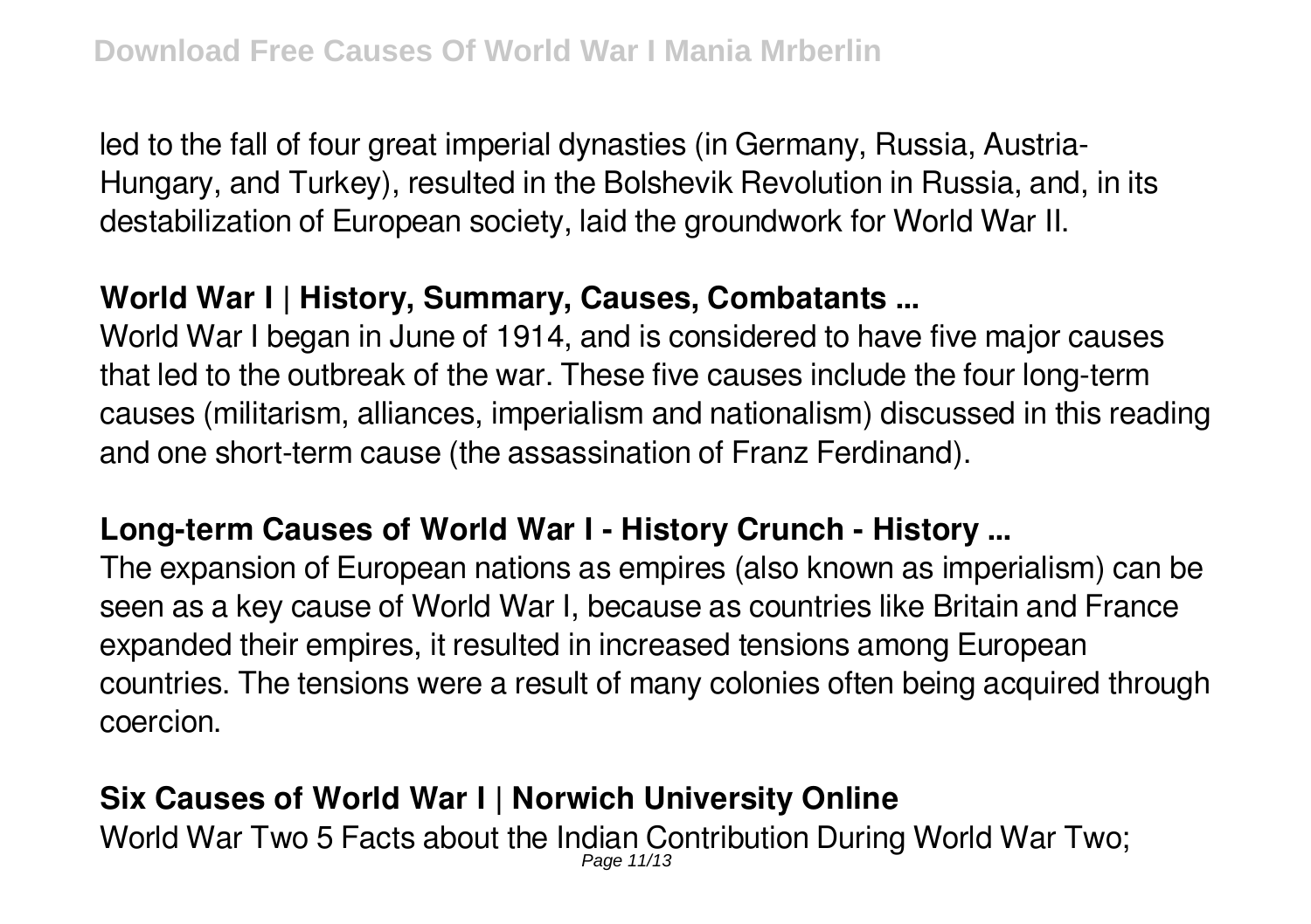led to the fall of four great imperial dynasties (in Germany, Russia, Austria-Hungary, and Turkey), resulted in the Bolshevik Revolution in Russia, and, in its destabilization of European society, laid the groundwork for World War II.

## World War I | History, Summary, Causes, Combatants ...

World War I began in June of 1914, and is considered to have five major causes that led to the outbreak of the war. These five causes include the four long-term causes (militarism, alliances, imperialism and nationalism) discussed in this reading and one short-term cause (the assassination of Franz Ferdinand).

## Long-term Causes of World War I - History Crunch - History ...

The expansion of European nations as empires (also known as imperialism) can be seen as a key cause of World War I, because as countries like Britain and France expanded their empires, it resulted in increased tensions among European countries. The tensions were a result of many colonies often being acquired through coercion.

## Six Causes of World War I | Norwich University Online

World War Two 5 Facts about the Indian Contribution During World War Two;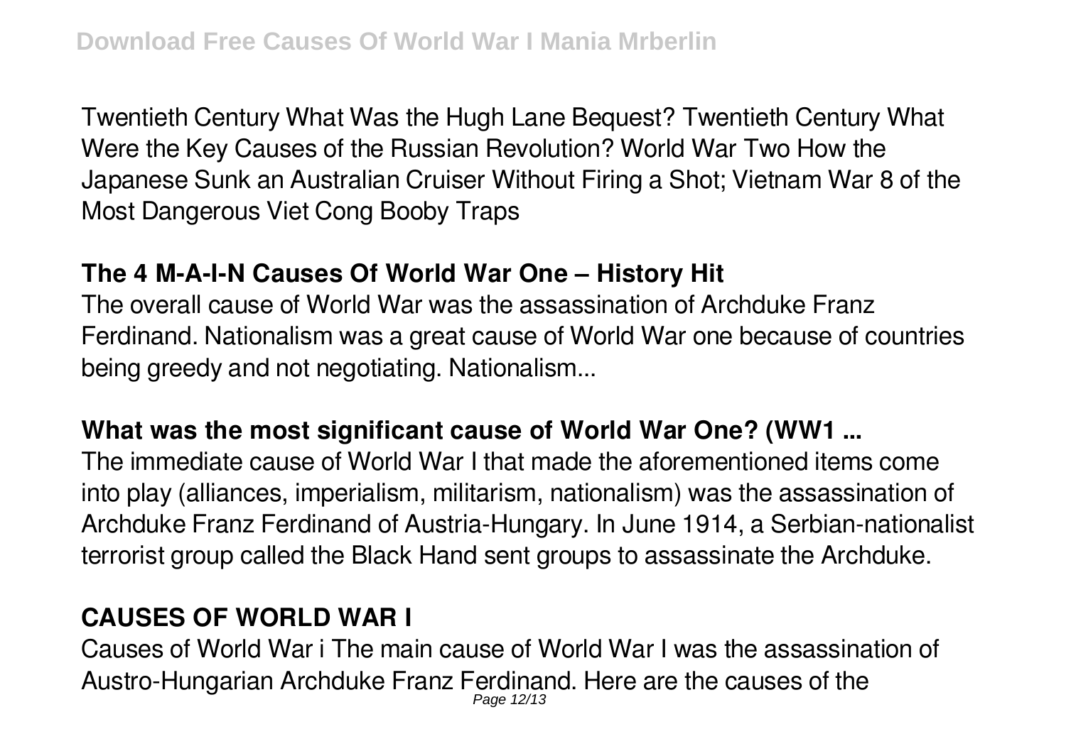Twentieth Century What Was the Hugh Lane Bequest? Twentieth Century What Were the Key Causes of the Russian Revolution? World War Two How the Japanese Sunk an Australian Cruiser Without Firing a Shot; Vietnam War 8 of the Most Dangerous Viet Cong Booby Traps

**The 4 M-A-I-N Causes Of World War One – History Hit**

The overall cause of World War was the assassination of Archduke Franz Ferdinand. Nationalism was a great cause of World War one because of countries being greedy and not negotiating. Nationalism...

**What was the most significant cause of World War One? (WW1 ...**

The immediate cause of World War I that made the aforementioned items come into play (alliances, imperialism, militarism, nationalism) was the assassination of Archduke Franz Ferdinand of Austria-Hungary. In June 1914, a Serbian-nationalist terrorist group called the Black Hand sent groups to assassinate the Archduke.

**CAUSES OF WORLD WAR I**

Causes of World War i The main cause of World War I was the assassination of Austro-Hungarian Archduke Franz Ferdinand. Here are the causes of the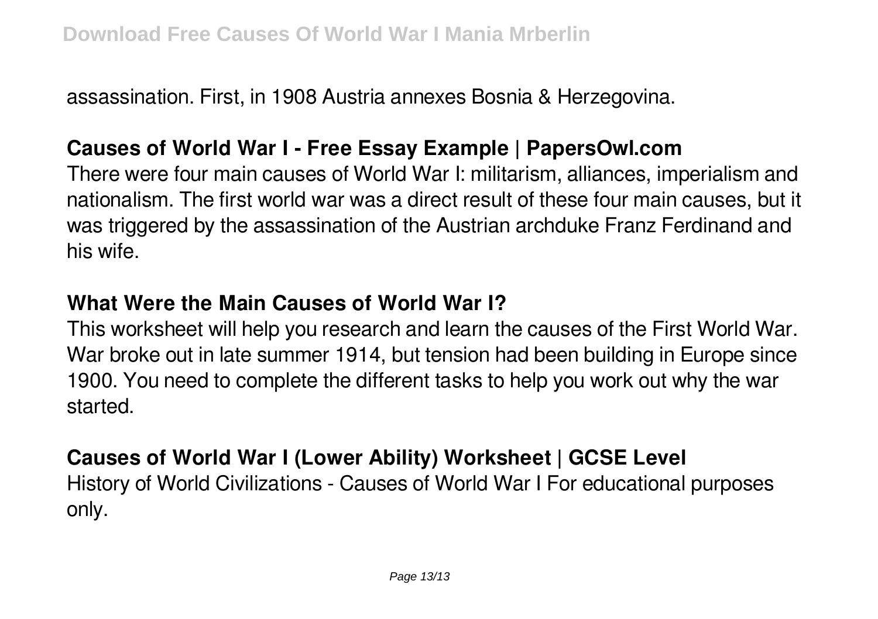assassination. First, in 1908 Austria annexes Bosnia & Herzegovina.

**Causes of World War I - Free Essay Example | PapersOwl.com**

There were four main causes of World War I: militarism, alliances, imperialism and nationalism. The first world war was a direct result of these four main causes, but it was triggered by the assassination of the Austrian archduke Franz Ferdinand and his wife.

**What Were the Main Causes of World War I?**

This worksheet will help you research and learn the causes of the First World War. War broke out in late summer 1914, but tension had been building in Europe since 1900. You need to complete the different tasks to help you work out why the war started.

**Causes of World War I (Lower Ability) Worksheet | GCSE Level**

History of World Civilizations - Causes of World War I For educational purposes only.